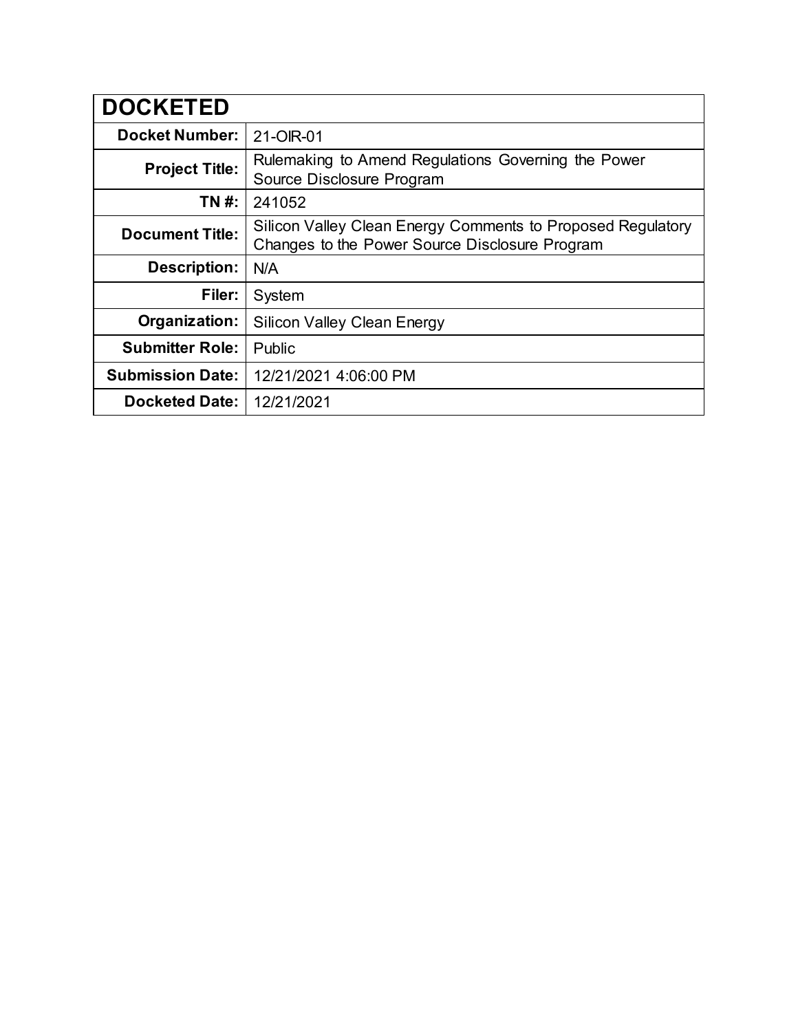| DOCKETED | |
|---|---|
| **Docket Number:** | 21-OIR-01 |
| **Project Title:** | Rulemaking to Amend Regulations Governing the Power Source Disclosure Program |
| **TN #:** | 241052 |
| **Document Title:** | Silicon Valley Clean Energy Comments to Proposed Regulatory Changes to the Power Source Disclosure Program |
| **Description:** | N/A |
| **Filer:** | System |
| **Organization:** | Silicon Valley Clean Energy |
| **Submitter Role:** | Public |
| **Submission Date:** | 12/21/2021 4:06:00 PM |
| **Docketed Date:** | 12/21/2021 |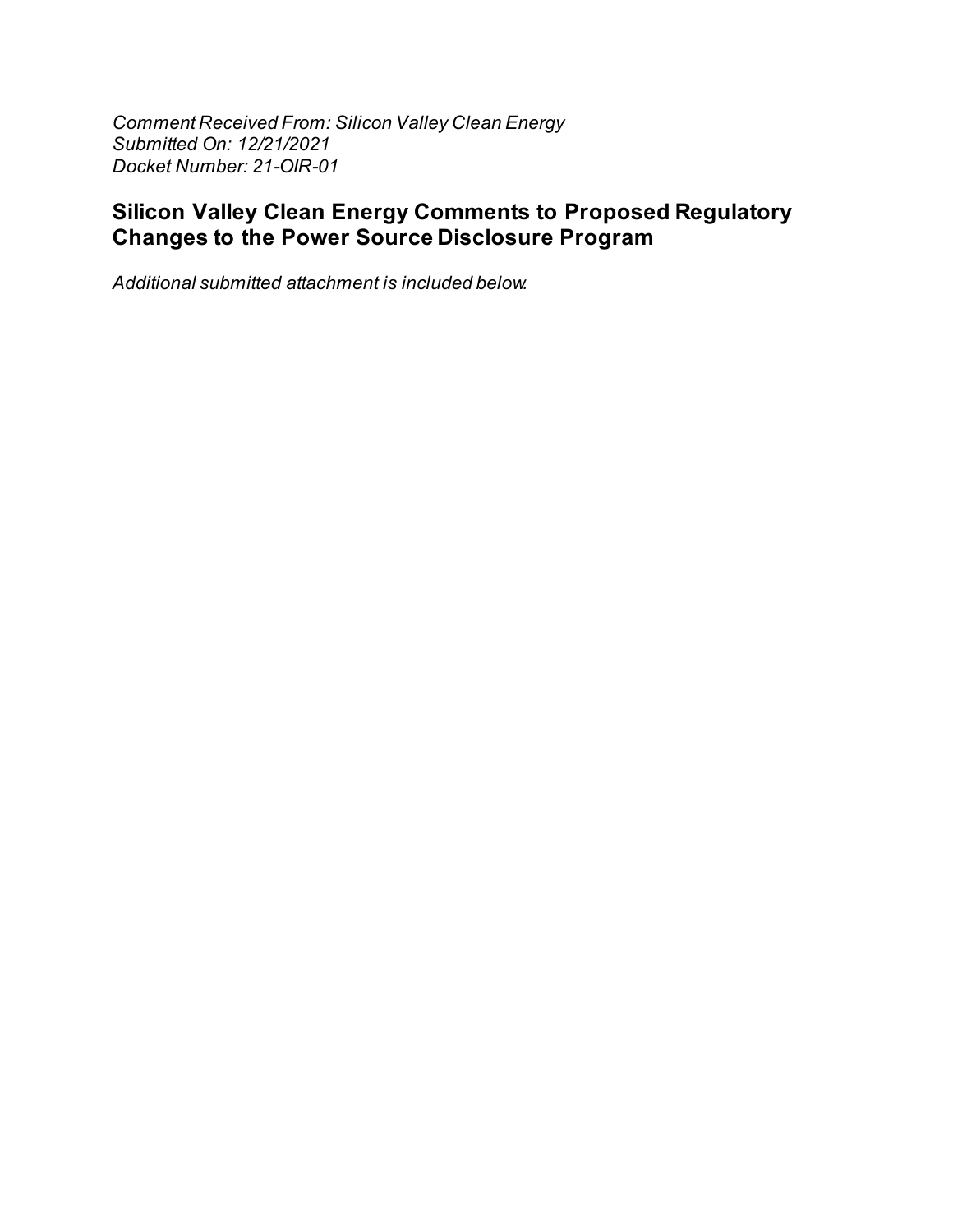*Comment Received From: Silicon Valley Clean Energy*
*Submitted On: 12/21/2021*
*Docket Number: 21-OIR-01*

## Silicon Valley Clean Energy Comments to Proposed Regulatory Changes to the Power Source Disclosure Program

*Additional submitted attachment is included below.*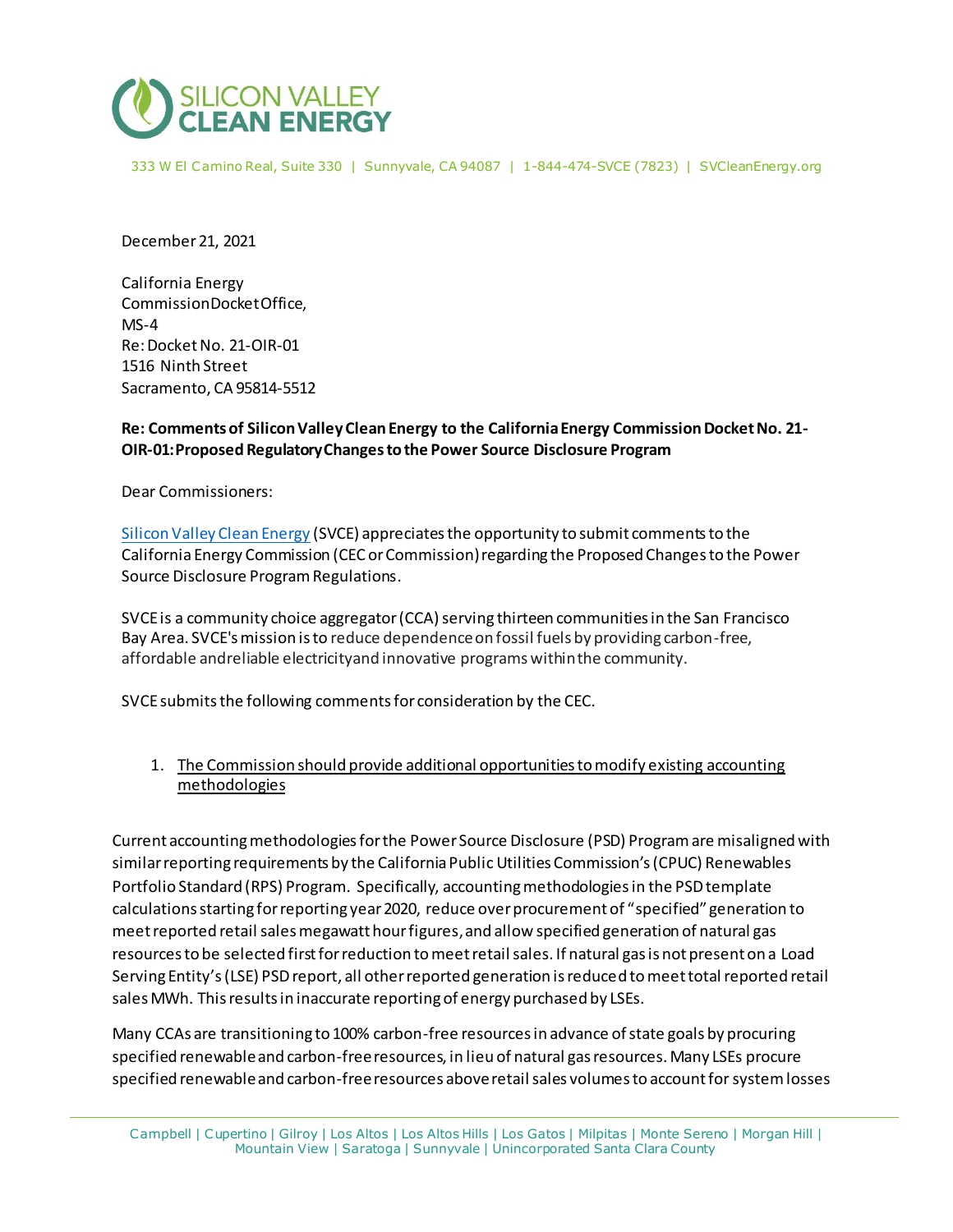December 21, 2021

California Energy Commission Docket Office,
MS-4
Re: Docket No. 21-OIR-01
1516 Ninth Street
Sacramento, CA 95814-5512

**Re: Comments of Silicon Valley Clean Energy to the California Energy Commission Docket No. 21-OIR-01: Proposed Regulatory Changes to the Power Source Disclosure Program**

Dear Commissioners:

[Silicon Valley Clean Energy](https://www.svcleanenergy.org) (SVCE) appreciates the opportunity to submit comments to the California Energy Commission (CEC or Commission) regarding the Proposed Changes to the Power Source Disclosure Program Regulations.

SVCE is a community choice aggregator (CCA) serving thirteen communities in the San Francisco Bay Area. SVCE's mission is to reduce dependence on fossil fuels by providing carbon-free, affordable and reliable electricity and innovative programs within the community.

SVCE submits the following comments for consideration by the CEC.

1. <u>The Commission should provide additional opportunities to modify existing accounting methodologies</u>

Current accounting methodologies for the Power Source Disclosure (PSD) Program are misaligned with similar reporting requirements by the California Public Utilities Commission's (CPUC) Renewables Portfolio Standard (RPS) Program. Specifically, accounting methodologies in the PSD template calculations starting for reporting year 2020, reduce over procurement of "specified" generation to meet reported retail sales megawatt hour figures, and allow specified generation of natural gas resources to be selected first for reduction to meet retail sales. If natural gas is not present on a Load Serving Entity's (LSE) PSD report, all other reported generation is reduced to meet total reported retail sales MWh. This results in inaccurate reporting of energy purchased by LSEs.

Many CCAs are transitioning to 100% carbon-free resources in advance of state goals by procuring specified renewable and carbon-free resources, in lieu of natural gas resources. Many LSEs procure specified renewable and carbon-free resources above retail sales volumes to account for system losses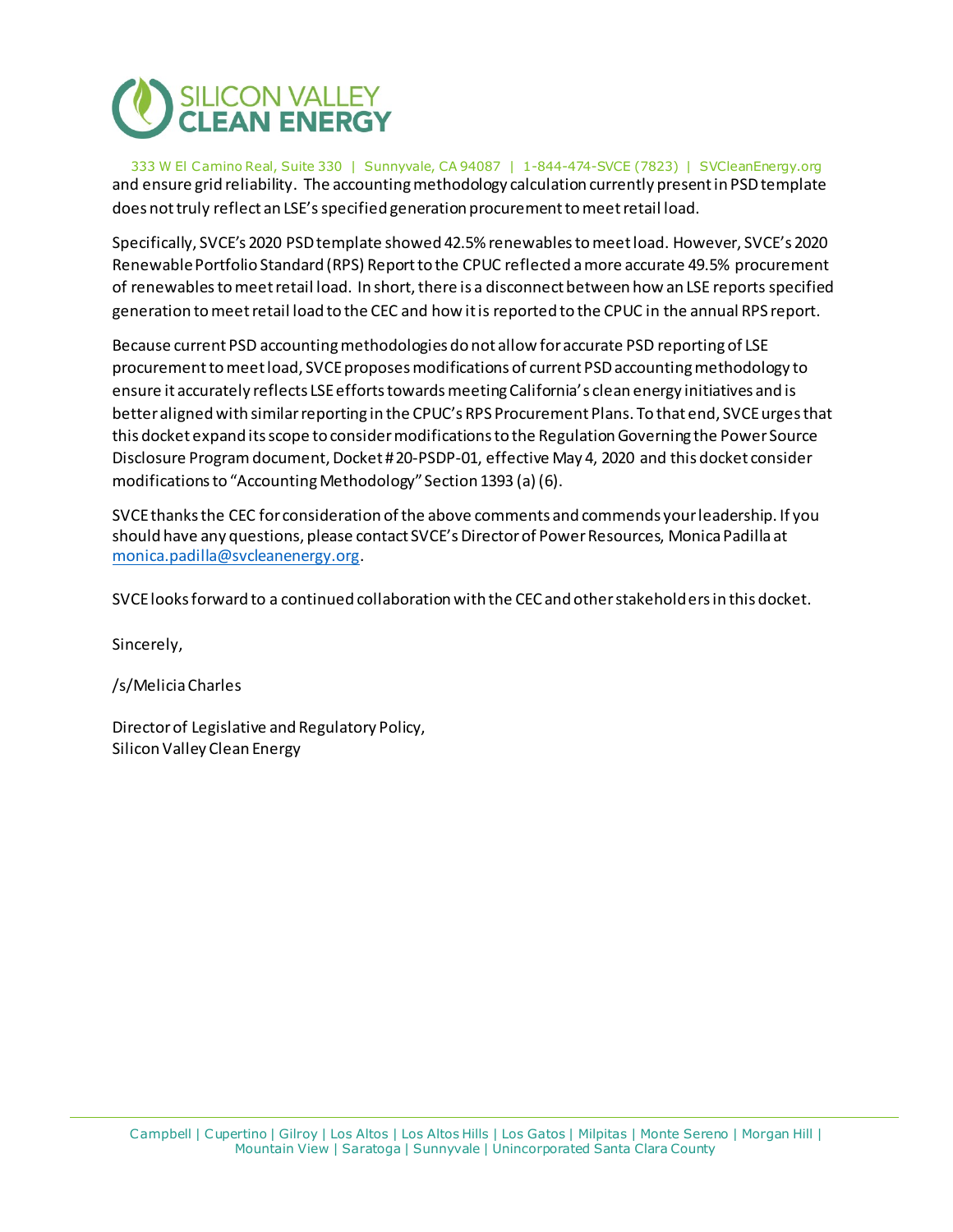and ensure grid reliability. The accounting methodology calculation currently present in PSD template does not truly reflect an LSE's specified generation procurement to meet retail load.

Specifically, SVCE's 2020 PSD template showed 42.5% renewables to meet load. However, SVCE's 2020 Renewable Portfolio Standard (RPS) Report to the CPUC reflected a more accurate 49.5% procurement of renewables to meet retail load. In short, there is a disconnect between how an LSE reports specified generation to meet retail load to the CEC and how it is reported to the CPUC in the annual RPS report.

Because current PSD accounting methodologies do not allow for accurate PSD reporting of LSE procurement to meet load, SVCE proposes modifications of current PSD accounting methodology to ensure it accurately reflects LSE efforts towards meeting California's clean energy initiatives and is better aligned with similar reporting in the CPUC's RPS Procurement Plans. To that end, SVCE urges that this docket expand its scope to consider modifications to the Regulation Governing the Power Source Disclosure Program document, Docket # 20-PSDP-01, effective May 4, 2020 and this docket consider modifications to "Accounting Methodology" Section 1393 (a) (6).

SVCE thanks the CEC for consideration of the above comments and commends your leadership. If you should have any questions, please contact SVCE's Director of Power Resources, Monica Padilla at monica.padilla@svcleanenergy.org.

SVCE looks forward to a continued collaboration with the CEC and other stakeholders in this docket.

Sincerely,

/s/Melicia Charles

Director of Legislative and Regulatory Policy,
Silicon Valley Clean Energy